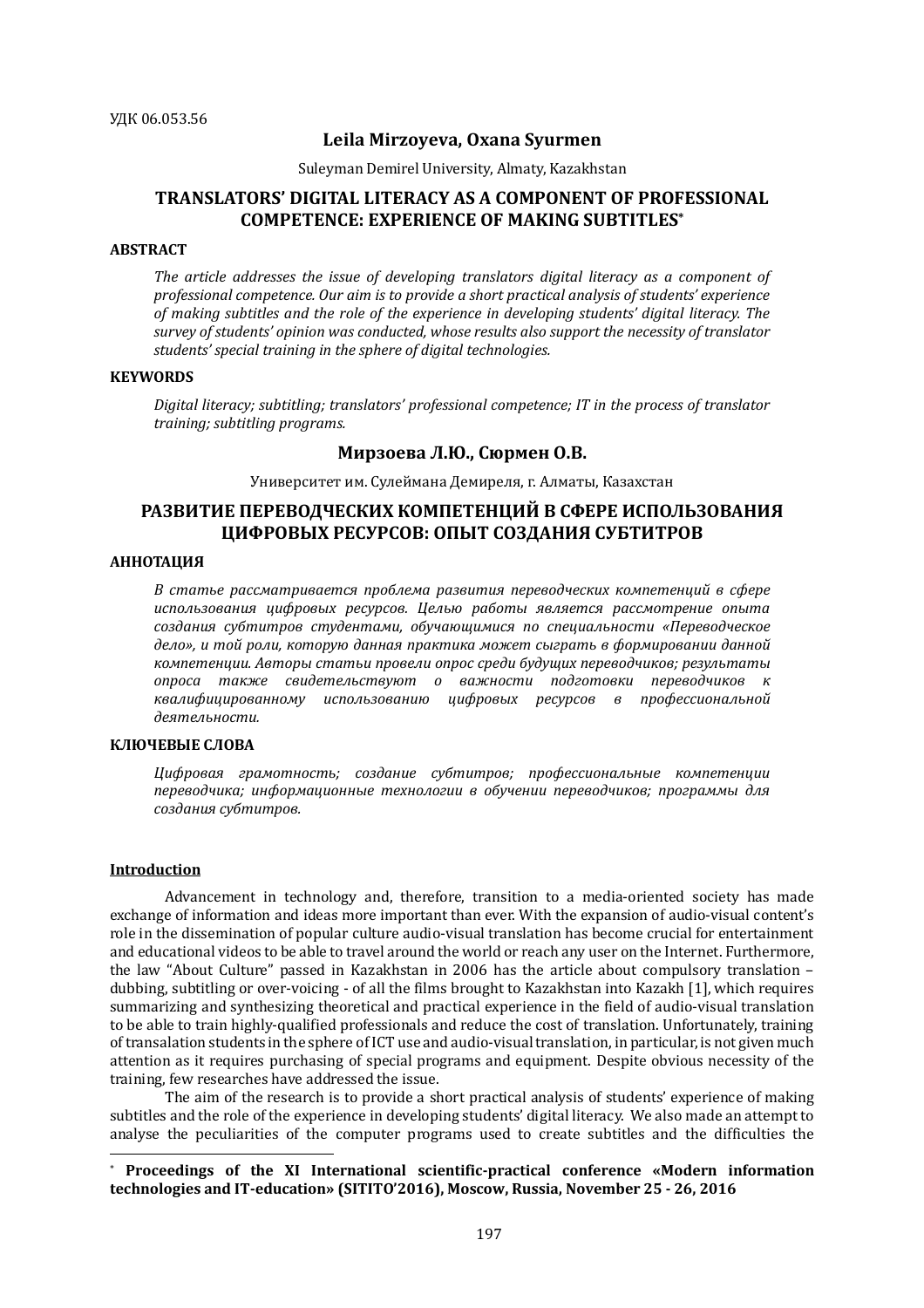УДК 06.053.56

**Leila Mirzoyeva, Oxana Syurmen**

Suleyman Demirel University, Almaty, Kazakhstan

# TRANSLATORS' DIGITAL LITERACY AS A COMPONENT OF PROFESSIONAL COMPETENCE: EXPERIENCE OF MAKING SUBTITLES*

**ABSTRACT**

*The article addresses the issue of developing translators digital literacy as a component of professional competence. Our aim is to provide a short practical analysis of students' experience of making subtitles and the role of the experience in developing students' digital literacy. The survey of students' opinion was conducted, whose results also support the necessity of translator students' special training in the sphere of digital technologies.*

**KEYWORDS**

*Digital literacy; subtitling; translators' professional competence; IT in the process of translator training; subtitling programs.*

**Мирзоева Л.Ю., Сюрмен О.В.**

Университет им. Сулеймана Демиреля, г. Алматы, Казахстан

# РАЗВИТИЕ ПЕРЕВОДЧЕСКИХ КОМПЕТЕНЦИЙ В СФЕРЕ ИСПОЛЬЗОВАНИЯ ЦИФРОВЫХ РЕСУРСОВ: ОПЫТ СОЗДАНИЯ СУБТИТРОВ

**АННОТАЦИЯ**

*В статье рассматривается проблема развития переводческих компетенций в сфере использования цифровых ресурсов. Целью работы является рассмотрение опыта создания субтитров студентами, обучающимися по специальности «Переводческое дело», и той роли, которую данная практика может сыграть в формировании данной компетенции. Авторы статьи провели опрос среди будущих переводчиков; результаты опроса также свидетельствуют о важности подготовки переводчиков к квалифицированному использованию цифровых ресурсов в профессиональной деятельности.*

**КЛЮЧЕВЫЕ СЛОВА**

*Цифровая грамотность; создание субтитров; профессиональные компетенции переводчика; информационные технологии в обучении переводчиков; программы для создания субтитров.*

## Introduction

Advancement in technology and, therefore, transition to a media-oriented society has made exchange of information and ideas more important than ever. With the expansion of audio-visual content's role in the dissemination of popular culture audio-visual translation has become crucial for entertainment and educational videos to be able to travel around the world or reach any user on the Internet. Furthermore, the law "About Culture" passed in Kazakhstan in 2006 has the article about compulsory translation – dubbing, subtitling or over-voicing - of all the films brought to Kazakhstan into Kazakh [1], which requires summarizing and synthesizing theoretical and practical experience in the field of audio-visual translation to be able to train highly-qualified professionals and reduce the cost of translation. Unfortunately, training of transalation students in the sphere of ICT use and audio-visual translation, in particular, is not given much attention as it requires purchasing of special programs and equipment. Despite obvious necessity of the training, few researches have addressed the issue.

The aim of the research is to provide a short practical analysis of students' experience of making subtitles and the role of the experience in developing students' digital literacy. We also made an attempt to analyse the peculiarities of the computer programs used to create subtitles and the difficulties the

* **Proceedings of the XI International scientific-practical conference «Modern information technologies and IT-education» (SITITO'2016), Moscow, Russia, November 25 - 26, 2016**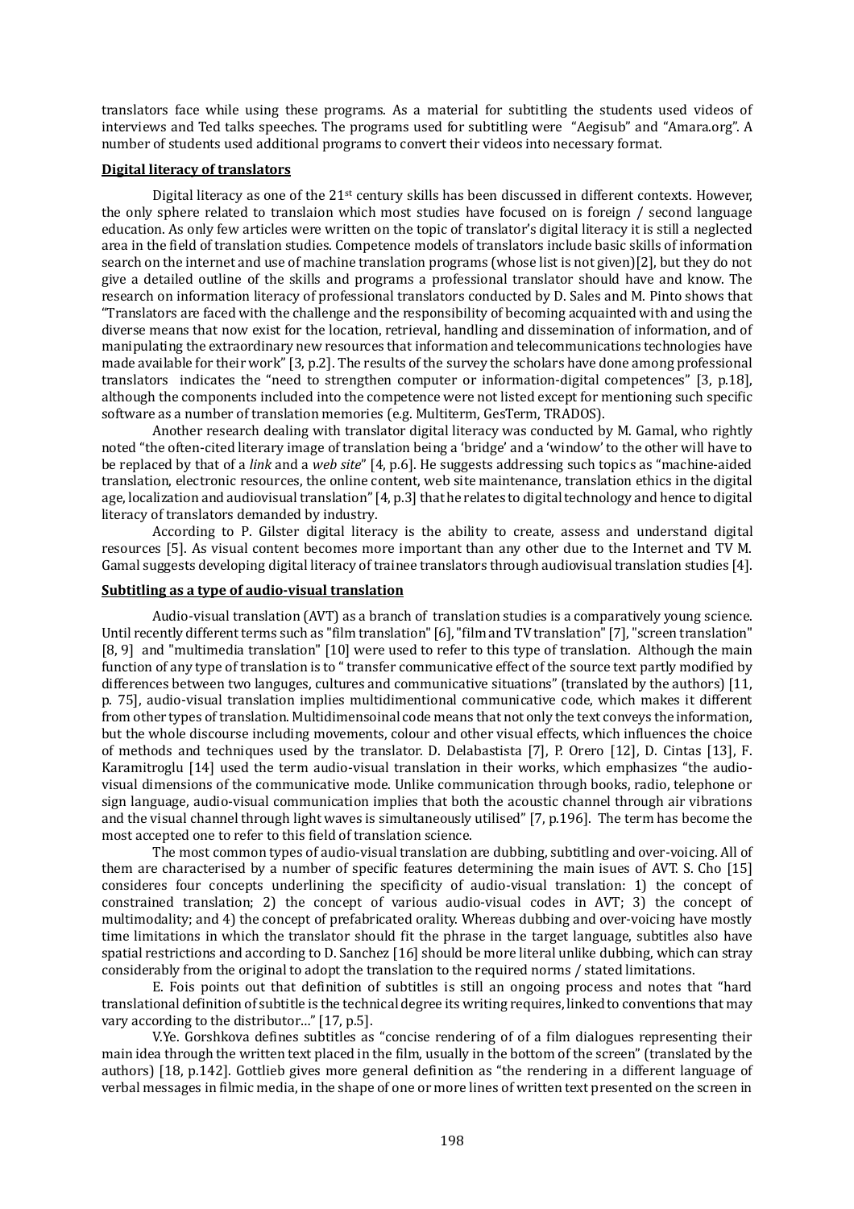translators face while using these programs. As a material for subtitling the students used videos of interviews and Ted talks speeches. The programs used for subtitling were "Aegisub" and "Amara.org". A number of students used additional programs to convert their videos into necessary format.

**Digital literacy of translators**

Digital literacy as one of the 21st century skills has been discussed in different contexts. However, the only sphere related to translaion which most studies have focused on is foreign / second language education. As only few articles were written on the topic of translator's digital literacy it is still a neglected area in the field of translation studies. Competence models of translators include basic skills of information search on the internet and use of machine translation programs (whose list is not given)[2], but they do not give a detailed outline of the skills and programs a professional translator should have and know. The research on information literacy of professional translators conducted by D. Sales and M. Pinto shows that "Translators are faced with the challenge and the responsibility of becoming acquainted with and using the diverse means that now exist for the location, retrieval, handling and dissemination of information, and of manipulating the extraordinary new resources that information and telecommunications technologies have made available for their work" [3, p.2]. The results of the survey the scholars have done among professional translators indicates the "need to strengthen computer or information-digital competences" [3, p.18], although the components included into the competence were not listed except for mentioning such specific software as a number of translation memories (e.g. Multiterm, GesTerm, TRADOS).

Another research dealing with translator digital literacy was conducted by M. Gamal, who rightly noted "the often-cited literary image of translation being a 'bridge' and a 'window' to the other will have to be replaced by that of a *link* and a *web site*" [4, p.6]. He suggests addressing such topics as "machine-aided translation, electronic resources, the online content, web site maintenance, translation ethics in the digital age, localization and audiovisual translation" [4, p.3] that he relates to digital technology and hence to digital literacy of translators demanded by industry.

According to P. Gilster digital literacy is the ability to create, assess and understand digital resources [5]. As visual content becomes more important than any other due to the Internet and TV M. Gamal suggests developing digital literacy of trainee translators through audiovisual translation studies [4].

**Subtitling as a type of audio-visual translation**

Audio-visual translation (AVT) as a branch of translation studies is a comparatively young science. Until recently different terms such as "film translation" [6], "film and TV translation" [7], "screen translation" [8, 9] and "multimedia translation" [10] were used to refer to this type of translation. Although the main function of any type of translation is to " transfer communicative effect of the source text partly modified by differences between two langues, cultures and communicative situations" (translated by the authors) [11, p. 75], audio-visual translation implies multidimentional communicative code, which makes it different from other types of translation. Multidimensoinal code means that not only the text conveys the information, but the whole discourse including movements, colour and other visual effects, which influences the choice of methods and techniques used by the translator. D. Delabastista [7], P. Orero [12], D. Cintas [13], F. Karamitroglu [14] used the term audio-visual translation in their works, which emphasizes "the audio-visual dimensions of the communicative mode. Unlike communication through books, radio, telephone or sign language, audio-visual communication implies that both the acoustic channel through air vibrations and the visual channel through light waves is simultaneously utilised" [7, p.196]. The term has become the most accepted one to refer to this field of translation science.

The most common types of audio-visual translation are dubbing, subtitling and over-voicing. All of them are characterised by a number of specific features determining the main isues of AVT. S. Cho [15] consideres four concepts underlining the specificity of audio-visual translation: 1) the concept of constrained translation; 2) the concept of various audio-visual codes in AVT; 3) the concept of multimodality; and 4) the concept of prefabricated orality. Whereas dubbing and over-voicing have mostly time limitations in which the translator should fit the phrase in the target language, subtitles also have spatial restrictions and according to D. Sanchez [16] should be more literal unlike dubbing, which can stray considerably from the original to adopt the translation to the required norms / stated limitations.

E. Fois points out that definition of subtitles is still an ongoing process and notes that "hard translational definition of subtitle is the technical degree its writing requires, linked to conventions that may vary according to the distributor…" [17, p.5].

V.Ye. Gorshkova defines subtitles as "concise rendering of of a film dialogues representing their main idea through the written text placed in the film, usually in the bottom of the screen" (translated by the authors) [18, p.142]. Gottlieb gives more general definition as "the rendering in a different language of verbal messages in filmic media, in the shape of one or more lines of written text presented on the screen in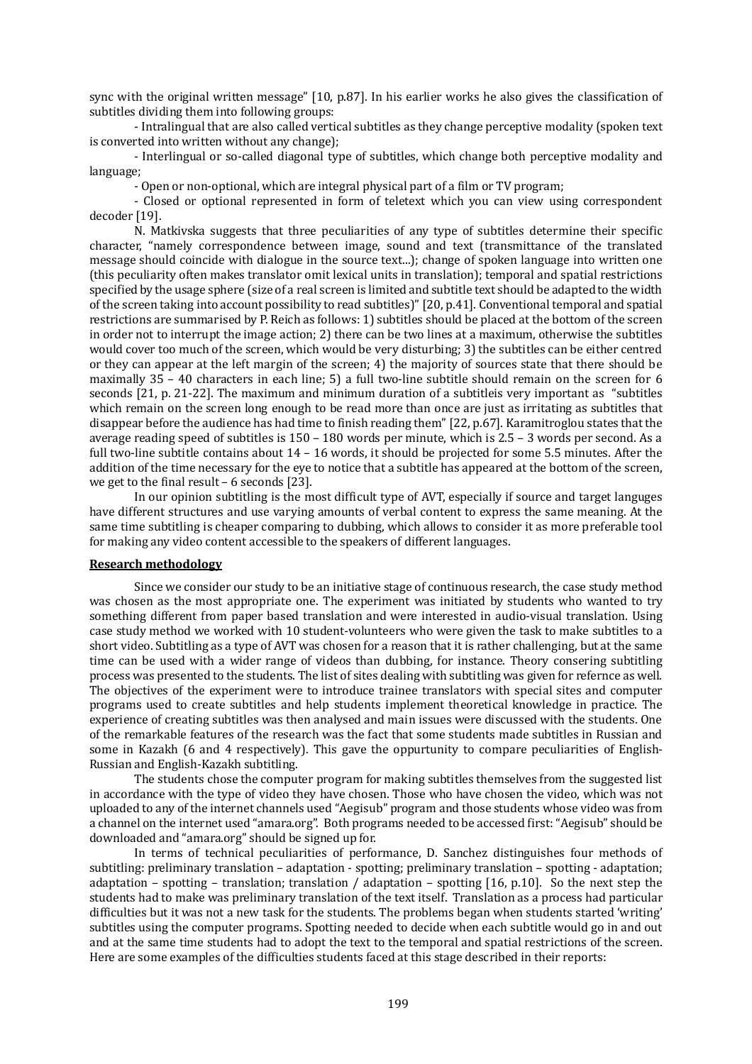sync with the original written message" [10, p.87]. In his earlier works he also gives the classification of subtitles dividing them into following groups:

- Intralingual that are also called vertical subtitles as they change perceptive modality (spoken text is converted into written without any change);
- Interlingual or so-called diagonal type of subtitles, which change both perceptive modality and language;
- Open or non-optional, which are integral physical part of a film or TV program;
- Closed or optional represented in form of teletext which you can view using correspondent decoder [19].

N. Matkivska suggests that three peculiarities of any type of subtitles determine their specific character, "namely correspondence between image, sound and text (transmittance of the translated message should coincide with dialogue in the source text...); change of spoken language into written one (this peculiarity often makes translator omit lexical units in translation); temporal and spatial restrictions specified by the usage sphere (size of a real screen is limited and subtitle text should be adapted to the width of the screen taking into account possibility to read subtitles)" [20, p.41]. Conventional temporal and spatial restrictions are summarised by P. Reich as follows: 1) subtitles should be placed at the bottom of the screen in order not to interrupt the image action; 2) there can be two lines at a maximum, otherwise the subtitles would cover too much of the screen, which would be very disturbing; 3) the subtitles can be either centred or they can appear at the left margin of the screen; 4) the majority of sources state that there should be maximally 35 – 40 characters in each line; 5) a full two-line subtitle should remain on the screen for 6 seconds [21, p. 21-22]. The maximum and minimum duration of a subtitleis very important as "subtitles which remain on the screen long enough to be read more than once are just as irritating as subtitles that disappear before the audience has had time to finish reading them" [22, p.67]. Karamitroglou states that the average reading speed of subtitles is 150 – 180 words per minute, which is 2.5 – 3 words per second. As a full two-line subtitle contains about 14 – 16 words, it should be projected for some 5.5 minutes. After the addition of the time necessary for the eye to notice that a subtitle has appeared at the bottom of the screen, we get to the final result – 6 seconds [23].

In our opinion subtitling is the most difficult type of AVT, especially if source and target languges have different structures and use varying amounts of verbal content to express the same meaning. At the same time subtitling is cheaper comparing to dubbing, which allows to consider it as more preferable tool for making any video content accessible to the speakers of different languages.

## Research methodology

Since we consider our study to be an initiative stage of continuous research, the case study method was chosen as the most appropriate one. The experiment was initiated by students who wanted to try something different from paper based translation and were interested in audio-visual translation. Using case study method we worked with 10 student-volunteers who were given the task to make subtitles to a short video. Subtitling as a type of AVT was chosen for a reason that it is rather challenging, but at the same time can be used with a wider range of videos than dubbing, for instance. Theory consering subtitling process was presented to the students. The list of sites dealing with subtitling was given for refernce as well. The objectives of the experiment were to introduce trainee translators with special sites and computer programs used to create subtitles and help students implement theoretical knowledge in practice. The experience of creating subtitles was then analysed and main issues were discussed with the students. One of the remarkable features of the research was the fact that some students made subtitles in Russian and some in Kazakh (6 and 4 respectively). This gave the oppurtunity to compare peculiarities of English-Russian and English-Kazakh subtitling.

The students chose the computer program for making subtitles themselves from the suggested list in accordance with the type of video they have chosen. Those who have chosen the video, which was not uploaded to any of the internet channels used "Aegisub" program and those students whose video was from a channel on the internet used "amara.org". Both programs needed to be accessed first: "Aegisub" should be downloaded and "amara.org" should be signed up for.

In terms of technical peculiarities of performance, D. Sanchez distinguishes four methods of subtitling: preliminary translation – adaptation - spotting; preliminary translation – spotting - adaptation; adaptation – spotting – translation; translation / adaptation – spotting [16, p.10]. So the next step the students had to make was preliminary translation of the text itself. Translation as a process had particular difficulties but it was not a new task for the students. The problems began when students started 'writing' subtitles using the computer programs. Spotting needed to decide when each subtitle would go in and out and at the same time students had to adopt the text to the temporal and spatial restrictions of the screen. Here are some examples of the difficulties students faced at this stage described in their reports: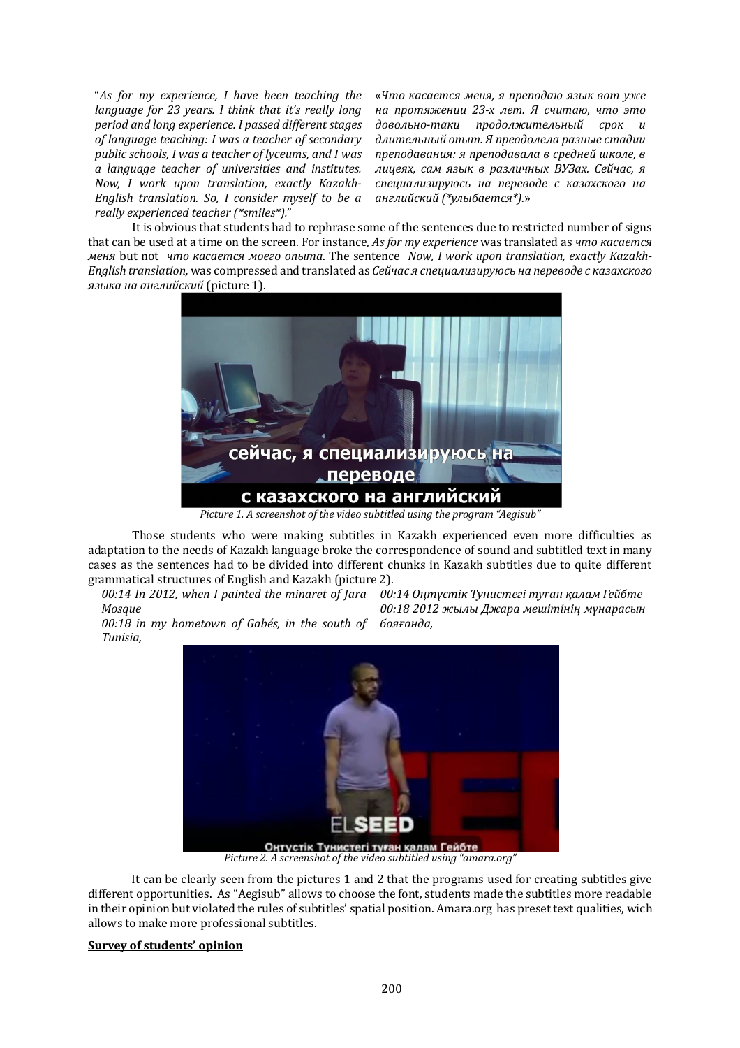"*As for my experience, I have been teaching the language for 23 years. I think that it's really long period and long experience. I passed different stages of language teaching: I was a teacher of secondary public schools, I was a teacher of lyceums, and I was a language teacher of universities and institutes. Now, I work upon translation, exactly Kazakh-English translation. So, I consider myself to be a really experienced teacher (*smiles*).*"

«*Что касается меня, я преподаю язык вот уже на протяжении 23-х лет. Я считаю, что это довольно-таки продолжительный срок и длительный опыт. Я преодолела разные стадии преподавания: я преподавала в средней школе, в лицеях, сам язык в различных ВУЗах. Сейчас, я специализируюсь на переводе с казахского на английский (*улыбается*).*»

It is obvious that students had to rephrase some of the sentences due to restricted number of signs that can be used at a time on the screen. For instance, *As for my experience* was translated as *что касается меня* but not *что касается моего опыта*. The sentence *Now, I work upon translation, exactly Kazakh-English translation,* was compressed and translated as *Сейчас я специализируюсь на переводе с казахского языка на английский* (picture 1).

*Picture 1. A screenshot of the video subtitled using the program "Aegisub"*

Those students who were making subtitles in Kazakh experienced even more difficulties as adaptation to the needs of Kazakh language broke the correspondence of sound and subtitled text in many cases as the sentences had to be divided into different chunks in Kazakh subtitles due to quite different grammatical structures of English and Kazakh (picture 2).

*00:14 In 2012, when I painted the minaret of Jara Mosque*
*00:18 in my hometown of Gabés, in the south of Tunisia,*

*00:14 Оңтүстік Тунистегі туған қалам Гейбте*
*00:18 2012 жылы Джара мешітінің мұнарасын бояғанда,*

*Picture 2. A screenshot of the video subtitled using "amara.org"*

It can be clearly seen from the pictures 1 and 2 that the programs used for creating subtitles give different opportunities. As "Aegisub" allows to choose the font, students made the subtitles more readable in their opinion but violated the rules of subtitles' spatial position. Amara.org has preset text qualities, wich allows to make more professional subtitles.

**Survey of students' opinion**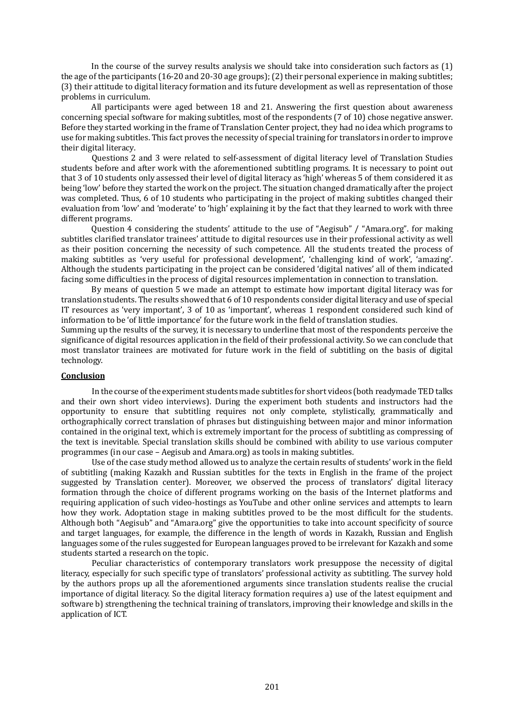In the course of the survey results analysis we should take into consideration such factors as (1) the age of the participants (16-20 and 20-30 age groups); (2) their personal experience in making subtitles; (3) their attitude to digital literacy formation and its future development as well as representation of those problems in curriculum.

All participants were aged between 18 and 21. Answering the first question about awareness concerning special software for making subtitles, most of the respondents (7 of 10) chose negative answer. Before they started working in the frame of Translation Center project, they had no idea which programs to use for making subtitles. This fact proves the necessity of special training for translators in order to improve their digital literacy.

Questions 2 and 3 were related to self-assessment of digital literacy level of Translation Studies students before and after work with the aforementioned subtitling programs. It is necessary to point out that 3 of 10 students only assessed their level of digital literacy as 'high' whereas 5 of them considered it as being 'low' before they started the work on the project. The situation changed dramatically after the project was completed. Thus, 6 of 10 students who participating in the project of making subtitles changed their evaluation from 'low' and 'moderate' to 'high' explaining it by the fact that they learned to work with three different programs.

Question 4 considering the students' attitude to the use of "Aegisub" / "Amara.org". for making subtitles clarified translator trainees' attitude to digital resources use in their professional activity as well as their position concerning the necessity of such competence. All the students treated the process of making subtitles as 'very useful for professional development', 'challenging kind of work', 'amazing'. Although the students participating in the project can be considered 'digital natives' all of them indicated facing some difficulties in the process of digital resources implementation in connection to translation.

By means of question 5 we made an attempt to estimate how important digital literacy was for translation students. The results showed that 6 of 10 respondents consider digital literacy and use of special IT resources as 'very important', 3 of 10 as 'important', whereas 1 respondent considered such kind of information to be 'of little importance' for the future work in the field of translation studies.

Summing up the results of the survey, it is necessary to underline that most of the respondents perceive the significance of digital resources application in the field of their professional activity. So we can conclude that most translator trainees are motivated for future work in the field of subtitling on the basis of digital technology.

## Conclusion

In the course of the experiment students made subtitles for short videos (both readymade TED talks and their own short video interviews). During the experiment both students and instructors had the opportunity to ensure that subtitling requires not only complete, stylistically, grammatically and orthographically correct translation of phrases but distinguishing between major and minor information contained in the original text, which is extremely important for the process of subtitling as compressing of the text is inevitable. Special translation skills should be combined with ability to use various computer programmes (in our case – Aegisub and Amara.org) as tools in making subtitles.

Use of the case study method allowed us to analyze the certain results of students' work in the field of subtitling (making Kazakh and Russian subtitles for the texts in English in the frame of the project suggested by Translation center). Moreover, we observed the process of translators' digital literacy formation through the choice of different programs working on the basis of the Internet platforms and requiring application of such video-hostings as YouTube and other online services and attempts to learn how they work. Adoptation stage in making subtitles proved to be the most difficult for the students. Although both "Aegisub" and "Amara.org" give the opportunities to take into account specificity of source and target languages, for example, the difference in the length of words in Kazakh, Russian and English languages some of the rules suggested for European languages proved to be irrelevant for Kazakh and some students started a research on the topic.

Peculiar characteristics of contemporary translators work presuppose the necessity of digital literacy, especially for such specific type of translators' professional activity as subtitling. The survey hold by the authors props up all the aforementioned arguments since translation students realise the crucial importance of digital literacy. So the digital literacy formation requires a) use of the latest equipment and software b) strengthening the technical training of translators, improving their knowledge and skills in the application of ICT.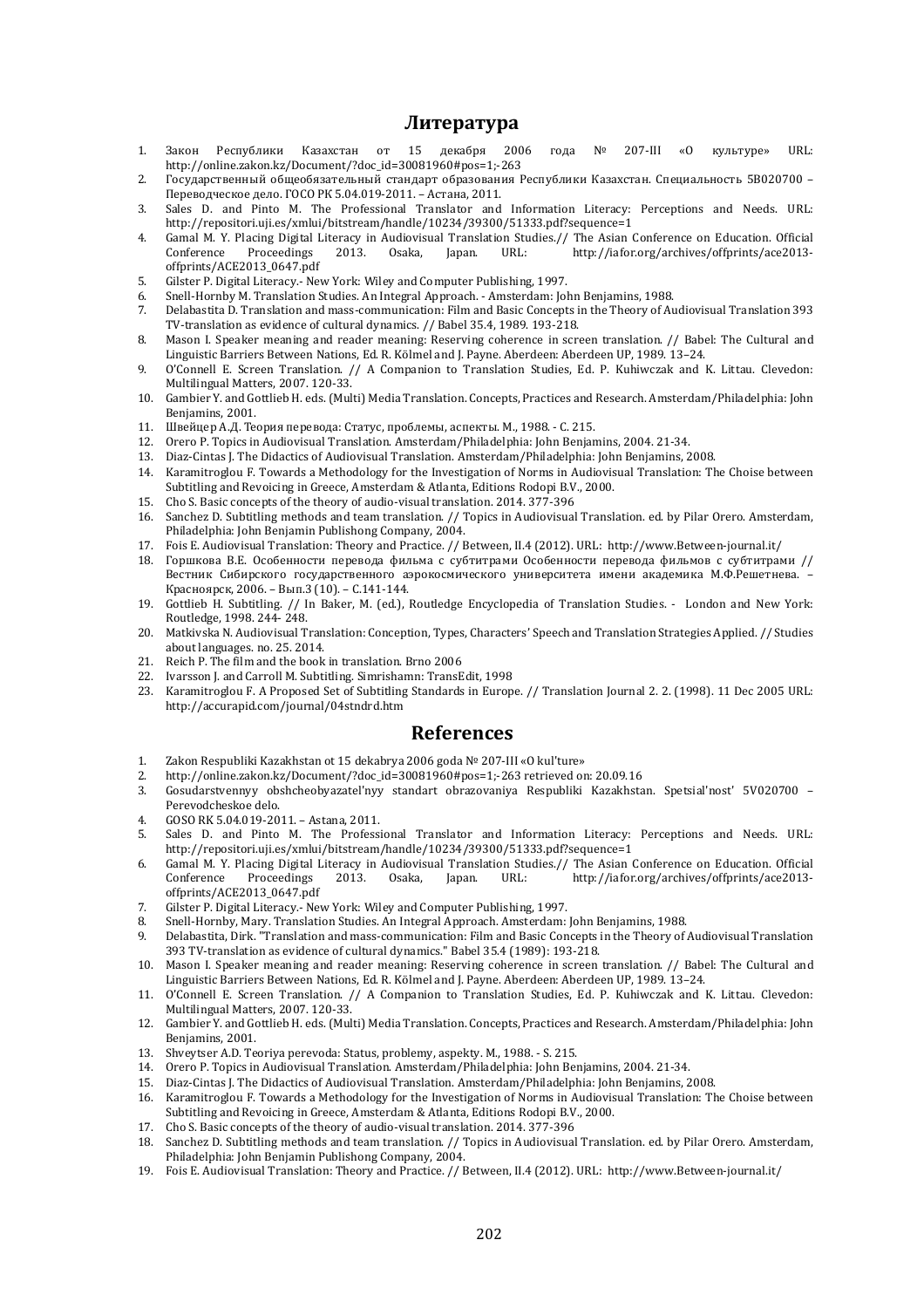## Литература

1. Закон Республики Казахстан от 15 декабря 2006 года № 207-III «О культуре» URL: http://online.zakon.kz/Document/?doc_id=30081960#pos=1;-263
2. Государственный общеобязательный стандарт образования Республики Казахстан. Специальность 5В020700 – Переводческое дело. ГОСО РК 5.04.019-2011. – Астана, 2011.
3. Sales D. and Pinto M. The Professional Translator and Information Literacy: Perceptions and Needs. URL: http://repositori.uji.es/xmlui/bitstream/handle/10234/39300/51333.pdf?sequence=1
4. Gamal M. Y. Placing Digital Literacy in Audiovisual Translation Studies.// The Asian Conference on Education. Official Conference Proceedings 2013. Osaka, Japan. URL: http://iafor.org/archives/offprints/ace2013-offprints/ACE2013_0647.pdf
5. Gilster P. Digital Literacy.- New York: Wiley and Computer Publishing, 1997.
6. Snell-Hornby M. Translation Studies. An Integral Approach. - Amsterdam: John Benjamins, 1988.
7. Delabastita D. Translation and mass-communication: Film and Basic Concepts in the Theory of Audiovisual Translation 393 TV-translation as evidence of cultural dynamics. // Babel 35.4, 1989. 193-218.
8. Mason I. Speaker meaning and reader meaning: Reserving coherence in screen translation. // Babel: The Cultural and Linguistic Barriers Between Nations, Ed. R. Kölmel and J. Payne. Aberdeen: Aberdeen UP, 1989. 13–24.
9. O'Connell E. Screen Translation. // A Companion to Translation Studies, Ed. P. Kuhiwczak and K. Littau. Clevedon: Multilingual Matters, 2007. 120-33.
10. Gambier Y. and Gottlieb H. eds. (Multi) Media Translation. Concepts, Practices and Research. Amsterdam/Philadelphia: John Benjamins, 2001.
11. Швейцер А.Д. Теория перевода: Статус, проблемы, аспекты. М., 1988. - С. 215.
12. Orero P. Topics in Audiovisual Translation. Amsterdam/Philadelphia: John Benjamins, 2004. 21-34.
13. Diaz-Cintas J. The Didactics of Audiovisual Translation. Amsterdam/Philadelphia: John Benjamins, 2008.
14. Karamitroglou F. Towards a Methodology for the Investigation of Norms in Audiovisual Translation: The Choise between Subtitling and Revoicing in Greece, Amsterdam & Atlanta, Editions Rodopi B.V., 2000.
15. Cho S. Basic concepts of the theory of audio-visual translation. 2014. 377-396
16. Sanchez D. Subtitling methods and team translation. // Topics in Audiovisual Translation. ed. by Pilar Orero. Amsterdam, Philadelphia: John Benjamin Publishong Company, 2004.
17. Fois E. Audiovisual Translation: Theory and Practice. // Between, II.4 (2012). URL: http://www.Between-journal.it/
18. Горшкова В.Е. Особенности перевода фильма с субтитрами Особенности перевода фильмов с субтитрами // Вестник Сибирского государственного аэрокосмического университета имени академика М.Ф.Решетнева. – Красноярск, 2006. – Вып.3 (10). – С.141-144.
19. Gottlieb H. Subtitling. // In Baker, M. (ed.), Routledge Encyclopedia of Translation Studies. - London and New York: Routledge, 1998. 244- 248.
20. Matkivska N. Audiovisual Translation: Conception, Types, Characters' Speech and Translation Strategies Applied. // Studies about languages. no. 25. 2014.
21. Reich P. The film and the book in translation. Brno 2006
22. Ivarsson J. and Carroll M. Subtitling. Simrishamn: TransEdit, 1998
23. Karamitroglou F. A Proposed Set of Subtitling Standards in Europe. // Translation Journal 2. 2. (1998). 11 Dec 2005 URL: http://accurapid.com/journal/04stndrd.htm

## References

1. Zakon Respubliki Kazakhstan ot 15 dekabrya 2006 goda № 207-III «O kul'ture»
2. http://online.zakon.kz/Document/?doc_id=30081960#pos=1;-263 retrieved on: 20.09.16
3. Gosudarstvennyy obshcheobyazatel'nyy standart obrazovaniya Respubliki Kazakhstan. Spetsial'nost' 5V020700 – Perevodcheskoe delo.
4. GOSO RK 5.04.019-2011. – Astana, 2011.
5. Sales D. and Pinto M. The Professional Translator and Information Literacy: Perceptions and Needs. URL: http://repositori.uji.es/xmlui/bitstream/handle/10234/39300/51333.pdf?sequence=1
6. Gamal M. Y. Placing Digital Literacy in Audiovisual Translation Studies.// The Asian Conference on Education. Official Conference Proceedings 2013. Osaka, Japan. URL: http://iafor.org/archives/offprints/ace2013-offprints/ACE2013_0647.pdf
7. Gilster P. Digital Literacy.- New York: Wiley and Computer Publishing, 1997.
8. Snell-Hornby, Mary. Translation Studies. An Integral Approach. Amsterdam: John Benjamins, 1988.
9. Delabastita, Dirk. "Translation and mass-communication: Film and Basic Concepts in the Theory of Audiovisual Translation 393 TV-translation as evidence of cultural dynamics." Babel 35.4 (1989): 193-218.
10. Mason I. Speaker meaning and reader meaning: Reserving coherence in screen translation. // Babel: The Cultural and Linguistic Barriers Between Nations, Ed. R. Kölmel and J. Payne. Aberdeen: Aberdeen UP, 1989. 13–24.
11. O'Connell E. Screen Translation. // A Companion to Translation Studies, Ed. P. Kuhiwczak and K. Littau. Clevedon: Multilingual Matters, 2007. 120-33.
12. Gambier Y. and Gottlieb H. eds. (Multi) Media Translation. Concepts, Practices and Research. Amsterdam/Philadelphia: John Benjamins, 2001.
13. Shveytser A.D. Teoriya perevoda: Status, problemy, aspekty. M., 1988. - S. 215.
14. Orero P. Topics in Audiovisual Translation. Amsterdam/Philadelphia: John Benjamins, 2004. 21-34.
15. Diaz-Cintas J. The Didactics of Audiovisual Translation. Amsterdam/Philadelphia: John Benjamins, 2008.
16. Karamitroglou F. Towards a Methodology for the Investigation of Norms in Audiovisual Translation: The Choise between Subtitling and Revoicing in Greece, Amsterdam & Atlanta, Editions Rodopi B.V., 2000.
17. Cho S. Basic concepts of the theory of audio-visual translation. 2014. 377-396
18. Sanchez D. Subtitling methods and team translation. // Topics in Audiovisual Translation. ed. by Pilar Orero. Amsterdam, Philadelphia: John Benjamin Publishong Company, 2004.
19. Fois E. Audiovisual Translation: Theory and Practice. // Between, II.4 (2012). URL: http://www.Between-journal.it/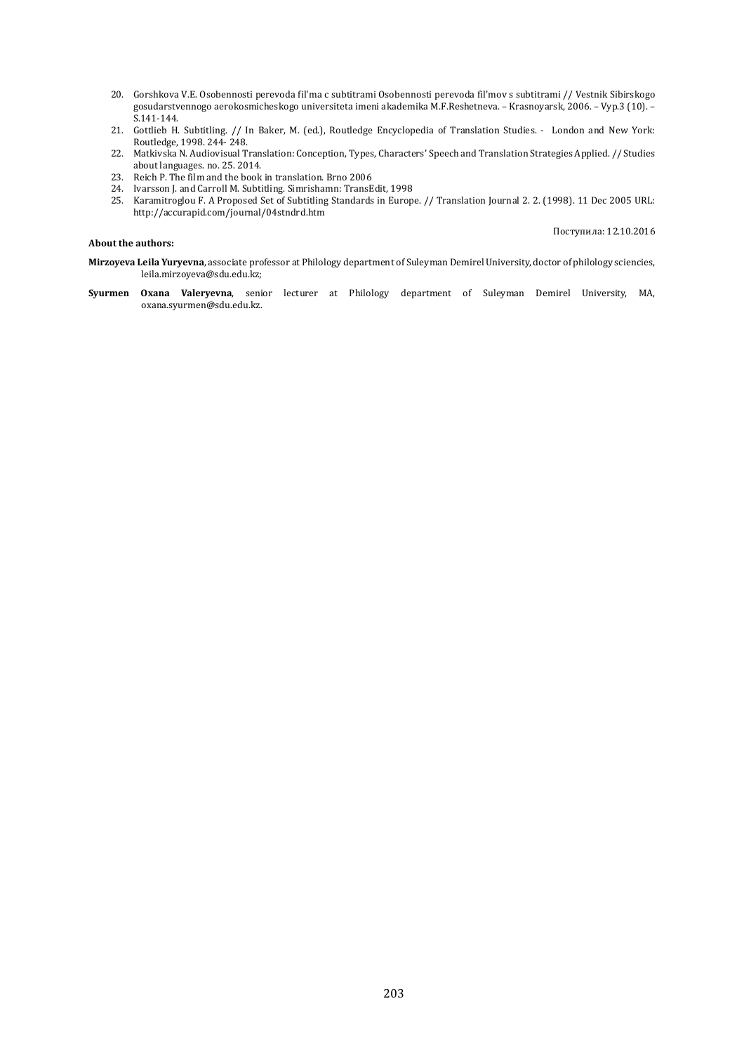20. Gorshkova V.E. Osobennosti perevoda fil'ma c subtitrami Osobennosti perevoda fil'mov s subtitrami // Vestnik Sibirskogo gosudarstvennogo aerokosmicheskogo universiteta imeni akademika M.F.Reshetneva. – Krasnoyarsk, 2006. – Vyp.3 (10). – S.141-144.
21. Gottlieb H. Subtitling. // In Baker, M. (ed.), Routledge Encyclopedia of Translation Studies. - London and New York: Routledge, 1998. 244- 248.
22. Matkivska N. Audiovisual Translation: Conception, Types, Characters' Speech and Translation Strategies Applied. // Studies about languages. no. 25. 2014.
23. Reich P. The film and the book in translation. Brno 2006
24. Ivarsson J. and Carroll M. Subtitling. Simrishamn: TransEdit, 1998
25. Karamitroglou F. A Proposed Set of Subtitling Standards in Europe. // Translation Journal 2. 2. (1998). 11 Dec 2005 URL: http://accurapid.com/journal/04stndrd.htm

Поступила: 12.10.2016

**About the authors:**

**Mirzoyeva Leila Yuryevna**, associate professor at Philology department of Suleyman Demirel University, doctor of philology sciencies, leila.mirzoyeva@sdu.edu.kz;

**Syurmen Oxana Valeryevna**, senior lecturer at Philology department of Suleyman Demirel University, MA, oxana.syurmen@sdu.edu.kz.